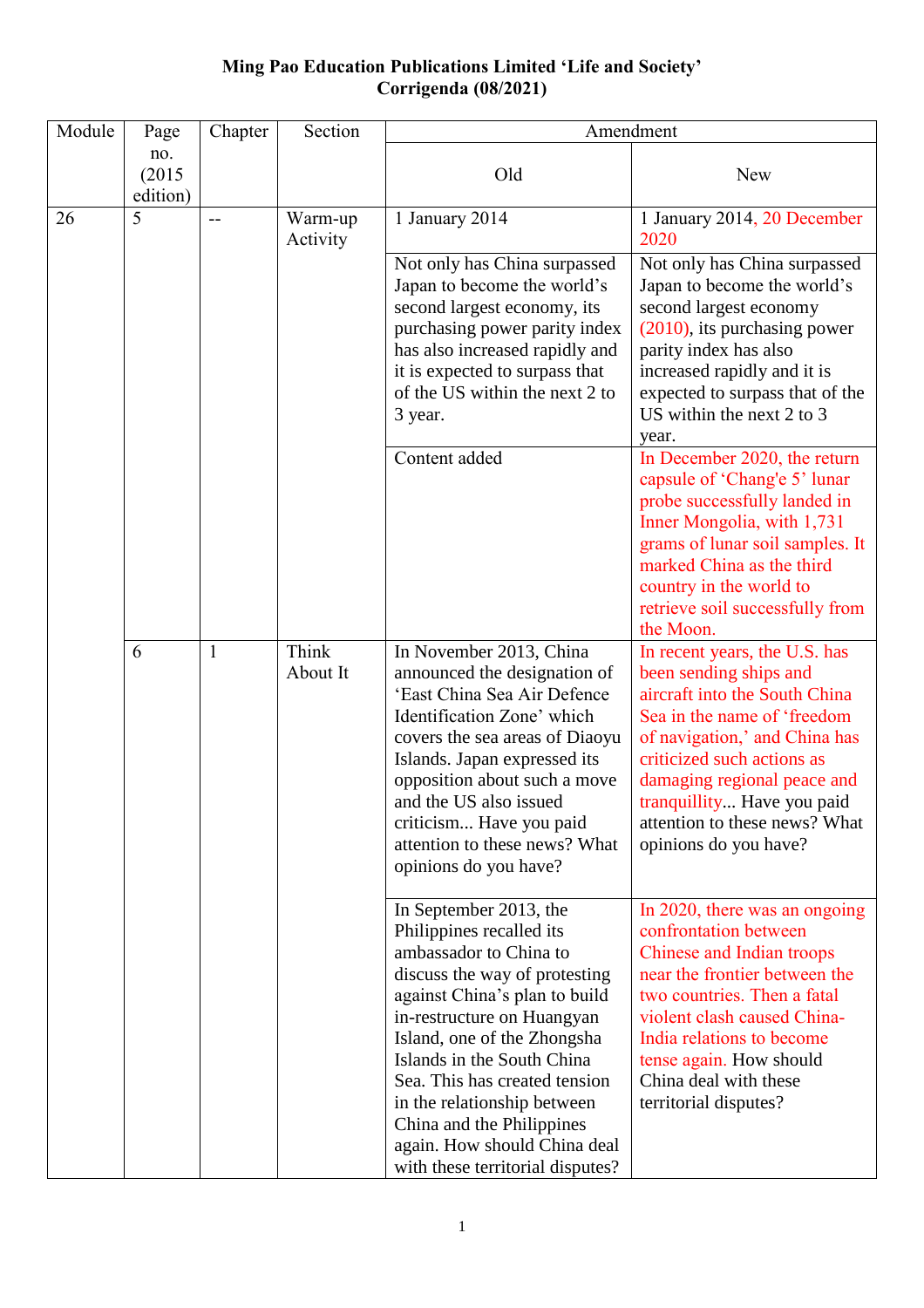**Ming Pao Education Publications Limited 'Life and Society'**
**Corrigenda (08/2021)**

| Module | Page no. (2015 edition) | Chapter | Section | Amendment | |
|---|---|---|---|---|---|
| | | | | Old | New |
| 26 | 5 | -- | Warm-up Activity | 1 January 2014 | 1 January 2014, 20 December 2020 |
| | | | | Not only has China surpassed Japan to become the world's second largest economy, its purchasing power parity index has also increased rapidly and it is expected to surpass that of the US within the next 2 to 3 year. | Not only has China surpassed Japan to become the world's second largest economy (2010), its purchasing power parity index has also increased rapidly and it is expected to surpass that of the US within the next 2 to 3 year. |
| | | | | Content added | In December 2020, the return capsule of 'Chang'e 5' lunar probe successfully landed in Inner Mongolia, with 1,731 grams of lunar soil samples. It marked China as the third country in the world to retrieve soil successfully from the Moon. |
| | 6 | 1 | Think About It | In November 2013, China announced the designation of 'East China Sea Air Defence Identification Zone' which covers the sea areas of Diaoyu Islands. Japan expressed its opposition about such a move and the US also issued criticism... Have you paid attention to these news? What opinions do you have? | In recent years, the U.S. has been sending ships and aircraft into the South China Sea in the name of 'freedom of navigation,' and China has criticized such actions as damaging regional peace and tranquillity... Have you paid attention to these news? What opinions do you have? |
| | | | | In September 2013, the Philippines recalled its ambassador to China to discuss the way of protesting against China's plan to build in-restructure on Huangyan Island, one of the Zhongsha Islands in the South China Sea. This has created tension in the relationship between China and the Philippines again. How should China deal with these territorial disputes? | In 2020, there was an ongoing confrontation between Chinese and Indian troops near the frontier between the two countries. Then a fatal violent clash caused China-India relations to become tense again. How should China deal with these territorial disputes? |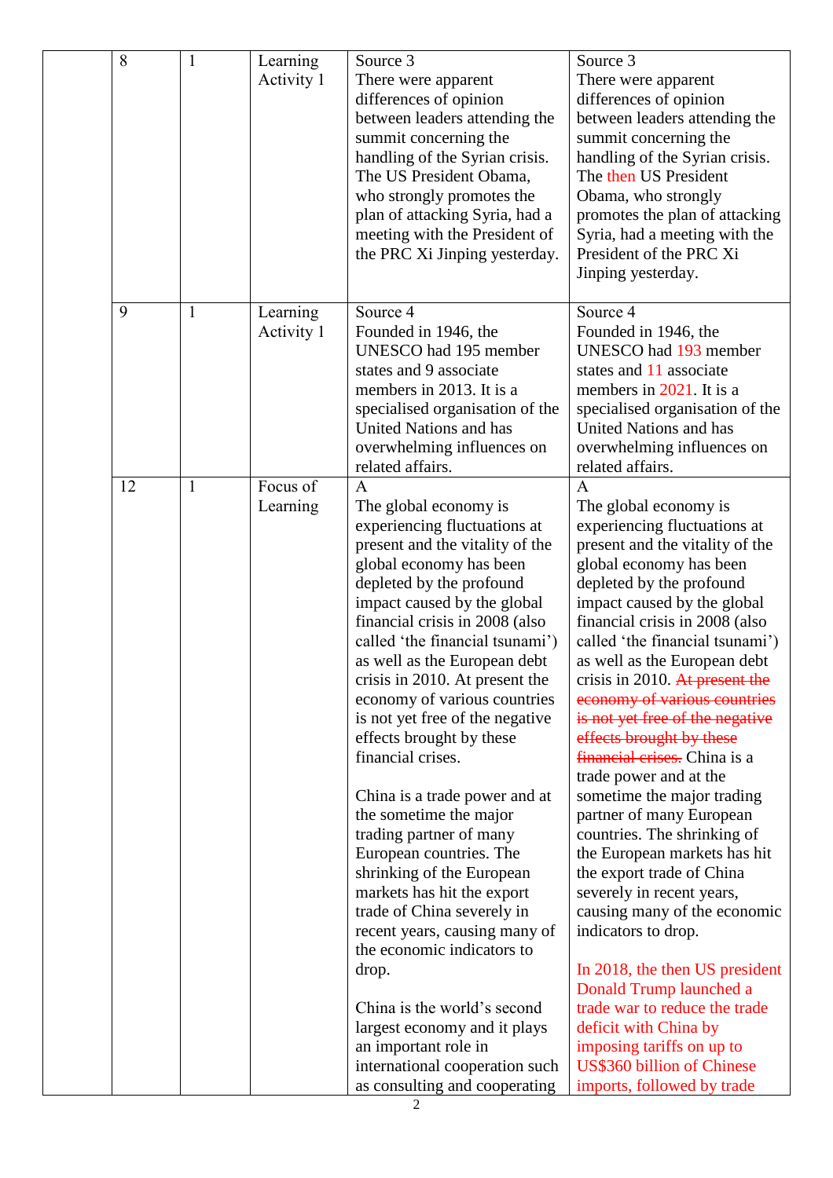| | 8 | 1 | Learning Activity 1 | Source 3<br>There were apparent differences of opinion between leaders attending the summit concerning the handling of the Syrian crisis. The US President Obama, who strongly promotes the plan of attacking Syria, had a meeting with the President of the PRC Xi Jinping yesterday. | Source 3<br>There were apparent differences of opinion between leaders attending the summit concerning the handling of the Syrian crisis. The then US President Obama, who strongly promotes the plan of attacking Syria, had a meeting with the President of the PRC Xi Jinping yesterday. |
|---|---|---|---|---|---|
| | 9 | 1 | Learning Activity 1 | Source 4<br>Founded in 1946, the UNESCO had 195 member states and 9 associate members in 2013. It is a specialised organisation of the United Nations and has overwhelming influences on related affairs. | Source 4<br>Founded in 1946, the UNESCO had 193 member states and 11 associate members in 2021. It is a specialised organisation of the United Nations and has overwhelming influences on related affairs. |
| | 12 | 1 | Focus of Learning | A<br>The global economy is experiencing fluctuations at present and the vitality of the global economy has been depleted by the profound impact caused by the global financial crisis in 2008 (also called 'the financial tsunami') as well as the European debt crisis in 2010. At present the economy of various countries is not yet free of the negative effects brought by these financial crises.<br><br>China is a trade power and at the sometime the major trading partner of many European countries. The shrinking of the European markets has hit the export trade of China severely in recent years, causing many of the economic indicators to drop.<br><br>China is the world's second largest economy and it plays an important role in international cooperation such as consulting and cooperating | A<br>The global economy is experiencing fluctuations at present and the vitality of the global economy has been depleted by the profound impact caused by the global financial crisis in 2008 (also called 'the financial tsunami') as well as the European debt crisis in 2010. ~~At present the economy of various countries is not yet free of the negative effects brought by these financial crises.~~ China is a trade power and at the sometime the major trading partner of many European countries. The shrinking of the European markets has hit the export trade of China severely in recent years, causing many of the economic indicators to drop.<br><br>In 2018, the then US president Donald Trump launched a trade war to reduce the trade deficit with China by imposing tariffs on up to US$360 billion of Chinese imports, followed by trade |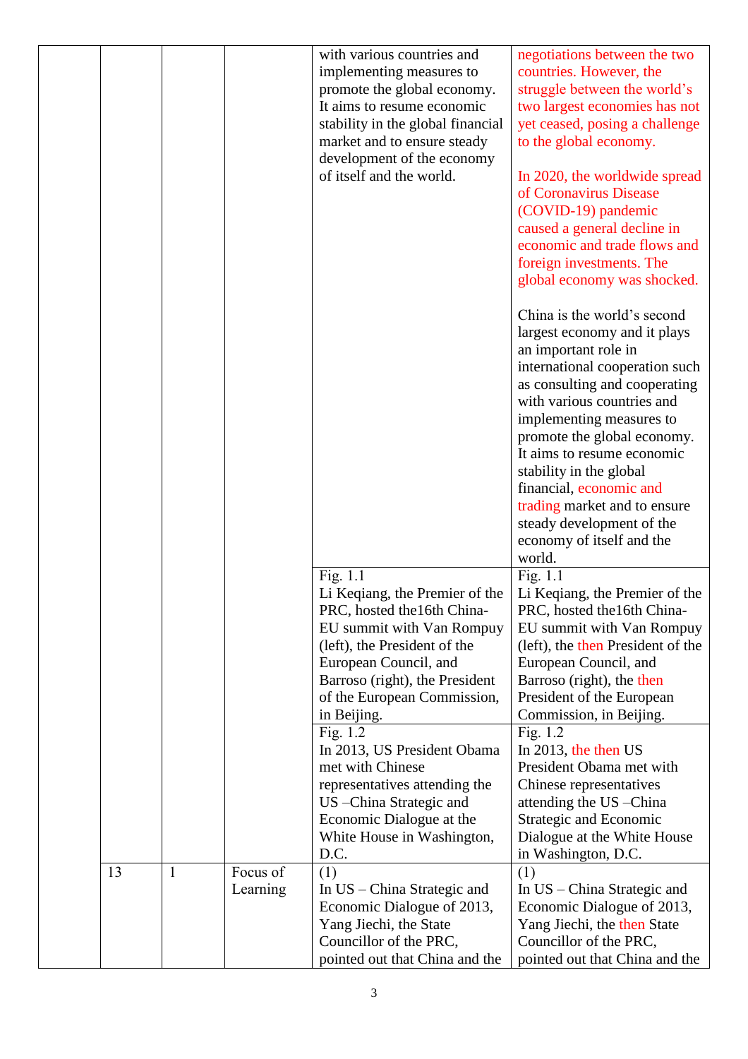| | | | | |
|---|---|---|---|---|
| | | | with various countries and implementing measures to promote the global economy. It aims to resume economic stability in the global financial market and to ensure steady development of the economy of itself and the world. | negotiations between the two countries. However, the struggle between the world's two largest economies has not yet ceased, posing a challenge to the global economy.<br><br>In 2020, the worldwide spread of Coronavirus Disease (COVID-19) pandemic caused a general decline in economic and trade flows and foreign investments. The global economy was shocked.<br><br>China is the world's second largest economy and it plays an important role in international cooperation such as consulting and cooperating with various countries and implementing measures to promote the global economy. It aims to resume economic stability in the global financial, economic and trading market and to ensure steady development of the economy of itself and the world. |
| | | | Fig. 1.1<br>Li Keqiang, the Premier of the PRC, hosted the16th China-EU summit with Van Rompuy (left), the President of the European Council, and Barroso (right), the President of the European Commission, in Beijing. | Fig. 1.1<br>Li Keqiang, the Premier of the PRC, hosted the16th China-EU summit with Van Rompuy (left), the then President of the European Council, and Barroso (right), the then President of the European Commission, in Beijing. |
| | | | Fig. 1.2<br>In 2013, US President Obama met with Chinese representatives attending the US –China Strategic and Economic Dialogue at the White House in Washington, D.C. | Fig. 1.2<br>In 2013, the then US President Obama met with Chinese representatives attending the US –China Strategic and Economic Dialogue at the White House in Washington, D.C. |
| | 13 | 1 | Focus of Learning | (1)<br>In US – China Strategic and Economic Dialogue of 2013, Yang Jiechi, the State Councillor of the PRC, pointed out that China and the | (1)<br>In US – China Strategic and Economic Dialogue of 2013, Yang Jiechi, the then State Councillor of the PRC, pointed out that China and the |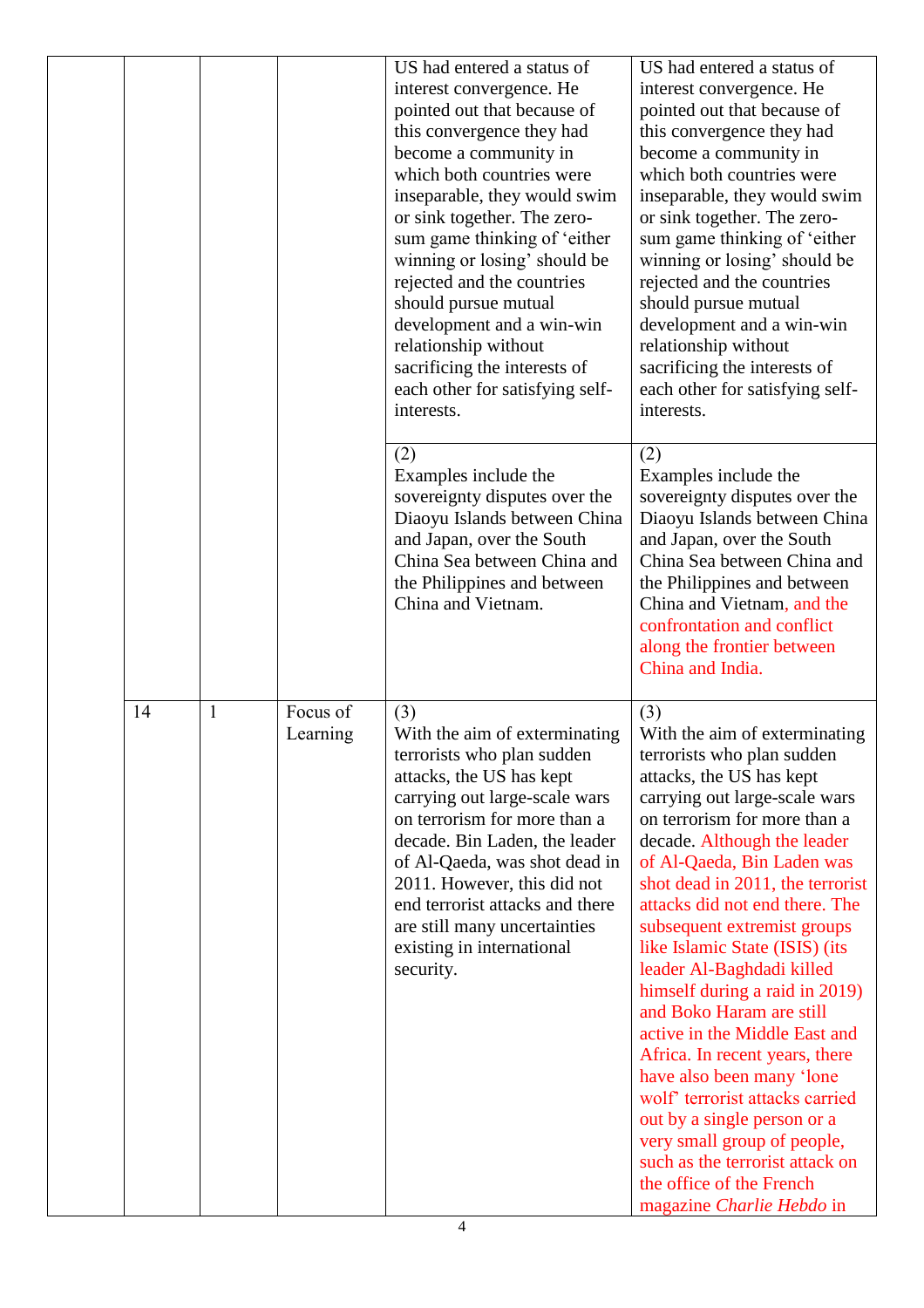| | | | | |
|---|---|---|---|---|
| | | | US had entered a status of interest convergence. He pointed out that because of this convergence they had become a community in which both countries were inseparable, they would swim or sink together. The zero-sum game thinking of 'either winning or losing' should be rejected and the countries should pursue mutual development and a win-win relationship without sacrificing the interests of each other for satisfying self-interests. | US had entered a status of interest convergence. He pointed out that because of this convergence they had become a community in which both countries were inseparable, they would swim or sink together. The zero-sum game thinking of 'either winning or losing' should be rejected and the countries should pursue mutual development and a win-win relationship without sacrificing the interests of each other for satisfying self-interests. |
| | | | (2)<br>Examples include the sovereignty disputes over the Diaoyu Islands between China and Japan, over the South China Sea between China and the Philippines and between China and Vietnam. | (2)<br>Examples include the sovereignty disputes over the Diaoyu Islands between China and Japan, over the South China Sea between China and the Philippines and between China and Vietnam, and the confrontation and conflict along the frontier between China and India. |
| | 14 | 1 | Focus of Learning | (3)<br>With the aim of exterminating terrorists who plan sudden attacks, the US has kept carrying out large-scale wars on terrorism for more than a decade. Bin Laden, the leader of Al-Qaeda, was shot dead in 2011. However, this did not end terrorist attacks and there are still many uncertainties existing in international security. | (3)<br>With the aim of exterminating terrorists who plan sudden attacks, the US has kept carrying out large-scale wars on terrorism for more than a decade. Although the leader of Al-Qaeda, Bin Laden was shot dead in 2011, the terrorist attacks did not end there. The subsequent extremist groups like Islamic State (ISIS) (its leader Al-Baghdadi killed himself during a raid in 2019) and Boko Haram are still active in the Middle East and Africa. In recent years, there have also been many 'lone wolf' terrorist attacks carried out by a single person or a very small group of people, such as the terrorist attack on the office of the French magazine *Charlie Hebdo* in |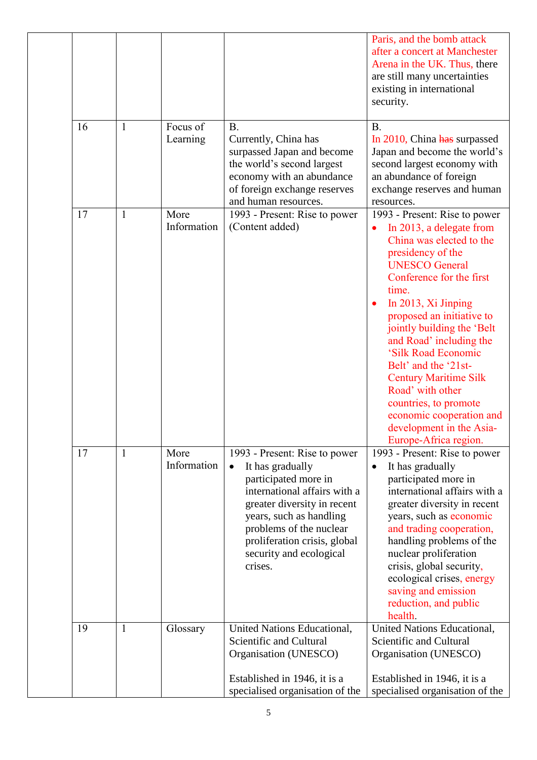| | | | | |
|---|---|---|---|---|
| | | | | Paris, and the bomb attack after a concert at Manchester Arena in the UK. Thus, there are still many uncertainties existing in international security. |
| 16 | 1 | Focus of Learning | B.<br>Currently, China has surpassed Japan and become the world's second largest economy with an abundance of foreign exchange reserves and human resources. | B.<br>In 2010, China ~~has~~ surpassed Japan and become the world's second largest economy with an abundance of foreign exchange reserves and human resources. |
| 17 | 1 | More Information | 1993 - Present: Rise to power (Content added) | 1993 - Present: Rise to power<br>• In 2013, a delegate from China was elected to the presidency of the UNESCO General Conference for the first time.<br>• In 2013, Xi Jinping proposed an initiative to jointly building the 'Belt and Road' including the 'Silk Road Economic Belt' and the '21st-Century Maritime Silk Road' with other countries, to promote economic cooperation and development in the Asia-Europe-Africa region. |
| 17 | 1 | More Information | 1993 - Present: Rise to power<br>• It has gradually participated more in international affairs with a greater diversity in recent years, such as handling problems of the nuclear proliferation crisis, global security and ecological crises. | 1993 - Present: Rise to power<br>• It has gradually participated more in international affairs with a greater diversity in recent years, such as economic and trading cooperation, handling problems of the nuclear proliferation crisis, global security, ecological crises, energy saving and emission reduction, and public health. |
| 19 | 1 | Glossary | United Nations Educational, Scientific and Cultural Organisation (UNESCO)<br><br>Established in 1946, it is a specialised organisation of the | United Nations Educational, Scientific and Cultural Organisation (UNESCO)<br><br>Established in 1946, it is a specialised organisation of the |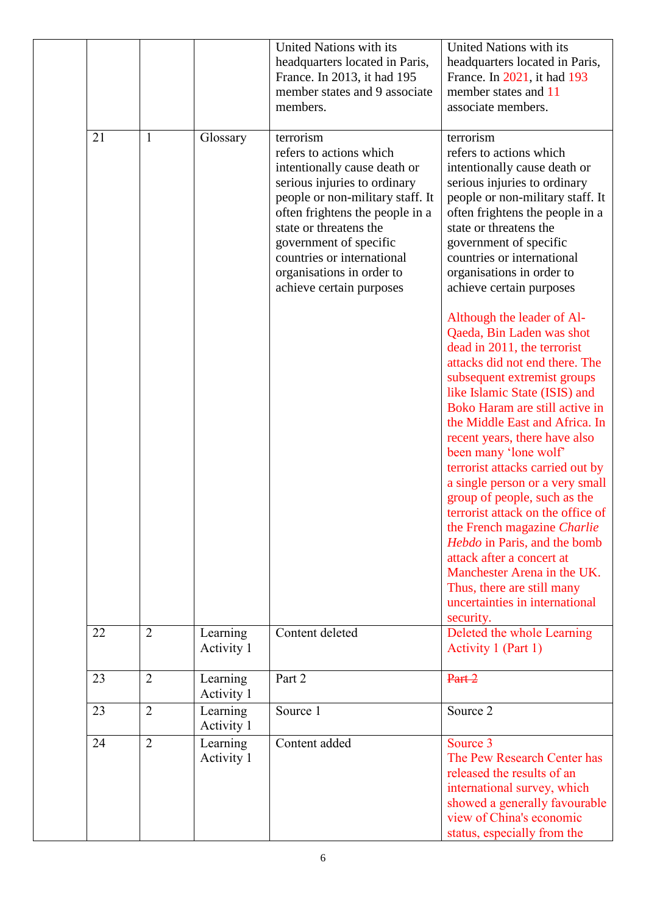| | | | | |
|---|---|---|---|---|
| | | | United Nations with its headquarters located in Paris, France. In 2013, it had 195 member states and 9 associate members. | United Nations with its headquarters located in Paris, France. In 2021, it had 193 member states and 11 associate members. |
| 21 | 1 | Glossary | terrorism<br>refers to actions which intentionally cause death or serious injuries to ordinary people or non-military staff. It often frightens the people in a state or threatens the government of specific countries or international organisations in order to achieve certain purposes | terrorism<br>refers to actions which intentionally cause death or serious injuries to ordinary people or non-military staff. It often frightens the people in a state or threatens the government of specific countries or international organisations in order to achieve certain purposes<br><br>Although the leader of Al-Qaeda, Bin Laden was shot dead in 2011, the terrorist attacks did not end there. The subsequent extremist groups like Islamic State (ISIS) and Boko Haram are still active in the Middle East and Africa. In recent years, there have also been many 'lone wolf' terrorist attacks carried out by a single person or a very small group of people, such as the terrorist attack on the office of the French magazine *Charlie Hebdo* in Paris, and the bomb attack after a concert at Manchester Arena in the UK. Thus, there are still many uncertainties in international security. |
| 22 | 2 | Learning Activity 1 | Content deleted | Deleted the whole Learning Activity 1 (Part 1) |
| 23 | 2 | Learning Activity 1 | Part 2 | ~~Part 2~~ |
| 23 | 2 | Learning Activity 1 | Source 1 | Source 2 |
| 24 | 2 | Learning Activity 1 | Content added | Source 3<br>The Pew Research Center has released the results of an international survey, which showed a generally favourable view of China's economic status, especially from the |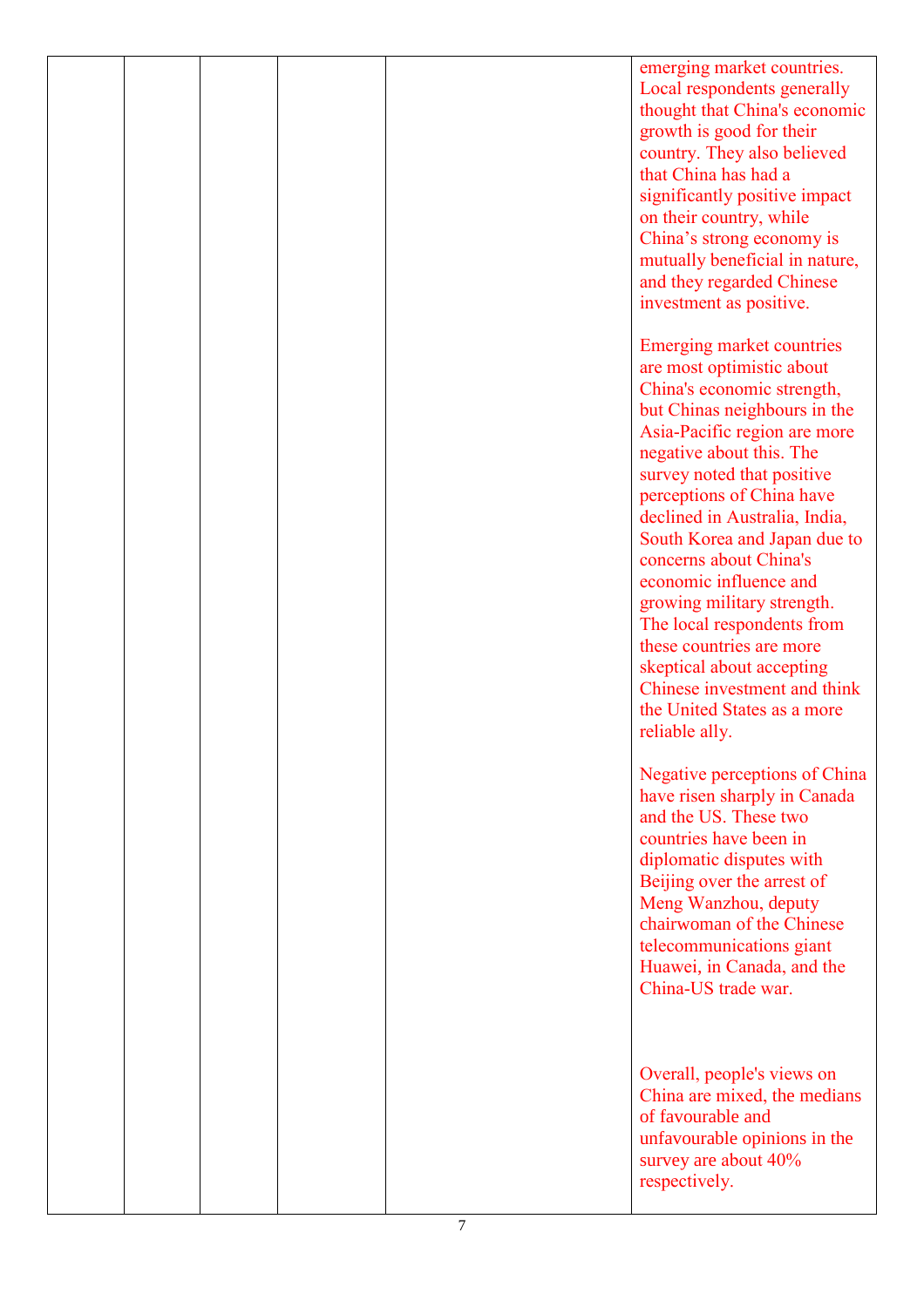| | | | | | |
|---|---|---|---|---|---|
| | | | | | emerging market countries. Local respondents generally thought that China's economic growth is good for their country. They also believed that China has had a significantly positive impact on their country, while China's strong economy is mutually beneficial in nature, and they regarded Chinese investment as positive.<br><br>Emerging market countries are most optimistic about China's economic strength, but Chinas neighbours in the Asia-Pacific region are more negative about this. The survey noted that positive perceptions of China have declined in Australia, India, South Korea and Japan due to concerns about China's economic influence and growing military strength. The local respondents from these countries are more skeptical about accepting Chinese investment and think the United States as a more reliable ally.<br><br>Negative perceptions of China have risen sharply in Canada and the US. These two countries have been in diplomatic disputes with Beijing over the arrest of Meng Wanzhou, deputy chairwoman of the Chinese telecommunications giant Huawei, in Canada, and the China-US trade war.<br><br>Overall, people's views on China are mixed, the medians of favourable and unfavourable opinions in the survey are about 40% respectively. |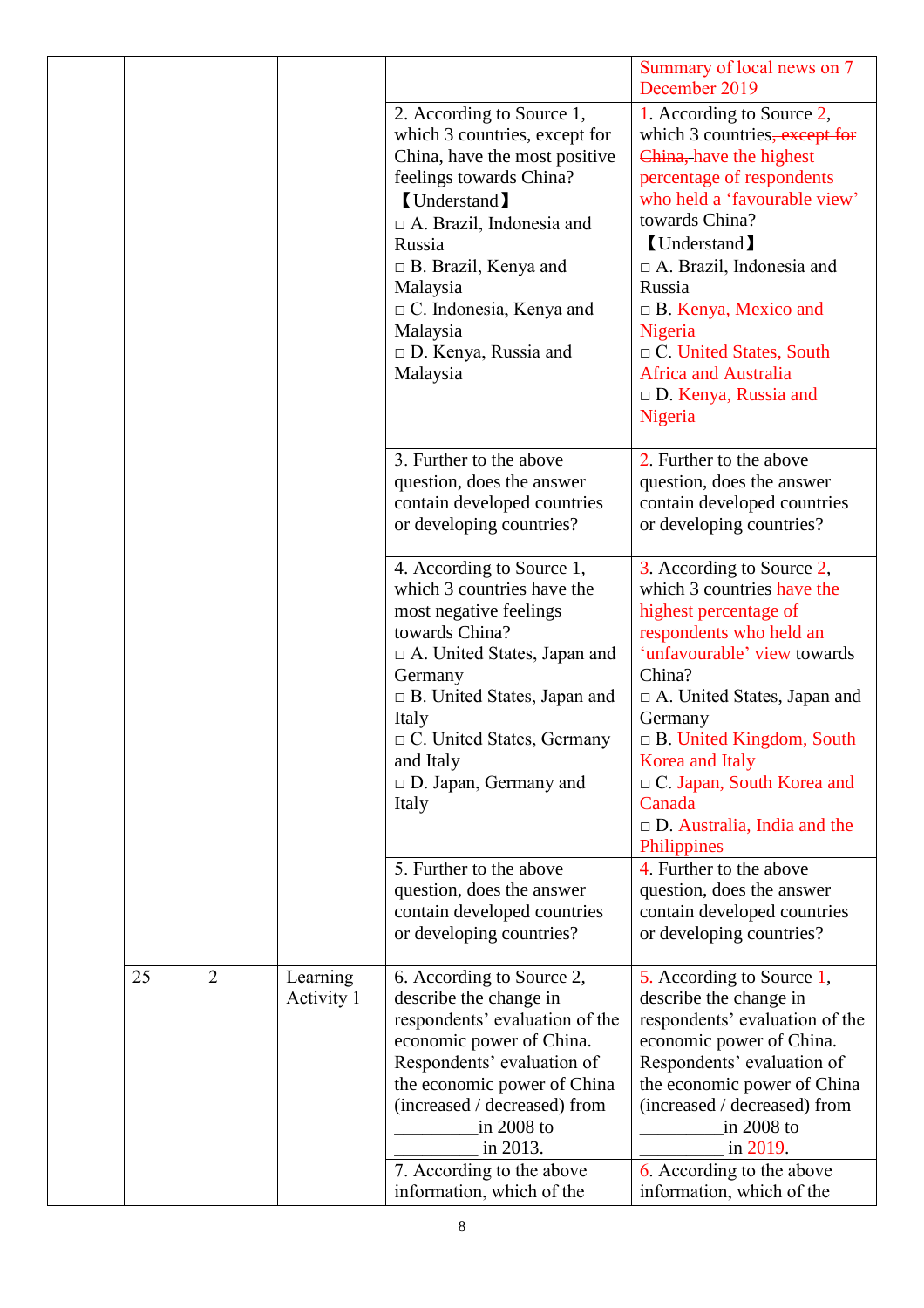| | | | | | Summary of local news on 7 December 2019 |
|---|---|---|---|---|---|
| | | | | 2. According to Source 1, which 3 countries, except for China, have the most positive feelings towards China? 【Understand】 □ A. Brazil, Indonesia and Russia □ B. Brazil, Kenya and Malaysia □ C. Indonesia, Kenya and Malaysia □ D. Kenya, Russia and Malaysia | 1. According to Source 2, which 3 countries, ~~except for China,~~ have the highest percentage of respondents who held a 'favourable view' towards China? 【Understand】 □ A. Brazil, Indonesia and Russia □ B. Kenya, Mexico and Nigeria □ C. United States, South Africa and Australia □ D. Kenya, Russia and Nigeria |
| | | | | 3. Further to the above question, does the answer contain developed countries or developing countries? | 2. Further to the above question, does the answer contain developed countries or developing countries? |
| | | | | 4. According to Source 1, which 3 countries have the most negative feelings towards China? □ A. United States, Japan and Germany □ B. United States, Japan and Italy □ C. United States, Germany and Italy □ D. Japan, Germany and Italy | 3. According to Source 2, which 3 countries have the highest percentage of respondents who held an 'unfavourable' view towards China? □ A. United States, Japan and Germany □ B. United Kingdom, South Korea and Italy □ C. Japan, South Korea and Canada □ D. Australia, India and the Philippines |
| | | | | 5. Further to the above question, does the answer contain developed countries or developing countries? | 4. Further to the above question, does the answer contain developed countries or developing countries? |
| | 25 | 2 | Learning Activity 1 | 6. According to Source 2, describe the change in respondents' evaluation of the economic power of China. Respondents' evaluation of the economic power of China (increased / decreased) from _________in 2008 to _________ in 2013. | 5. According to Source 1, describe the change in respondents' evaluation of the economic power of China. Respondents' evaluation of the economic power of China (increased / decreased) from _________in 2008 to _________ in 2019. |
| | | | | 7. According to the above information, which of the | 6. According to the above information, which of the |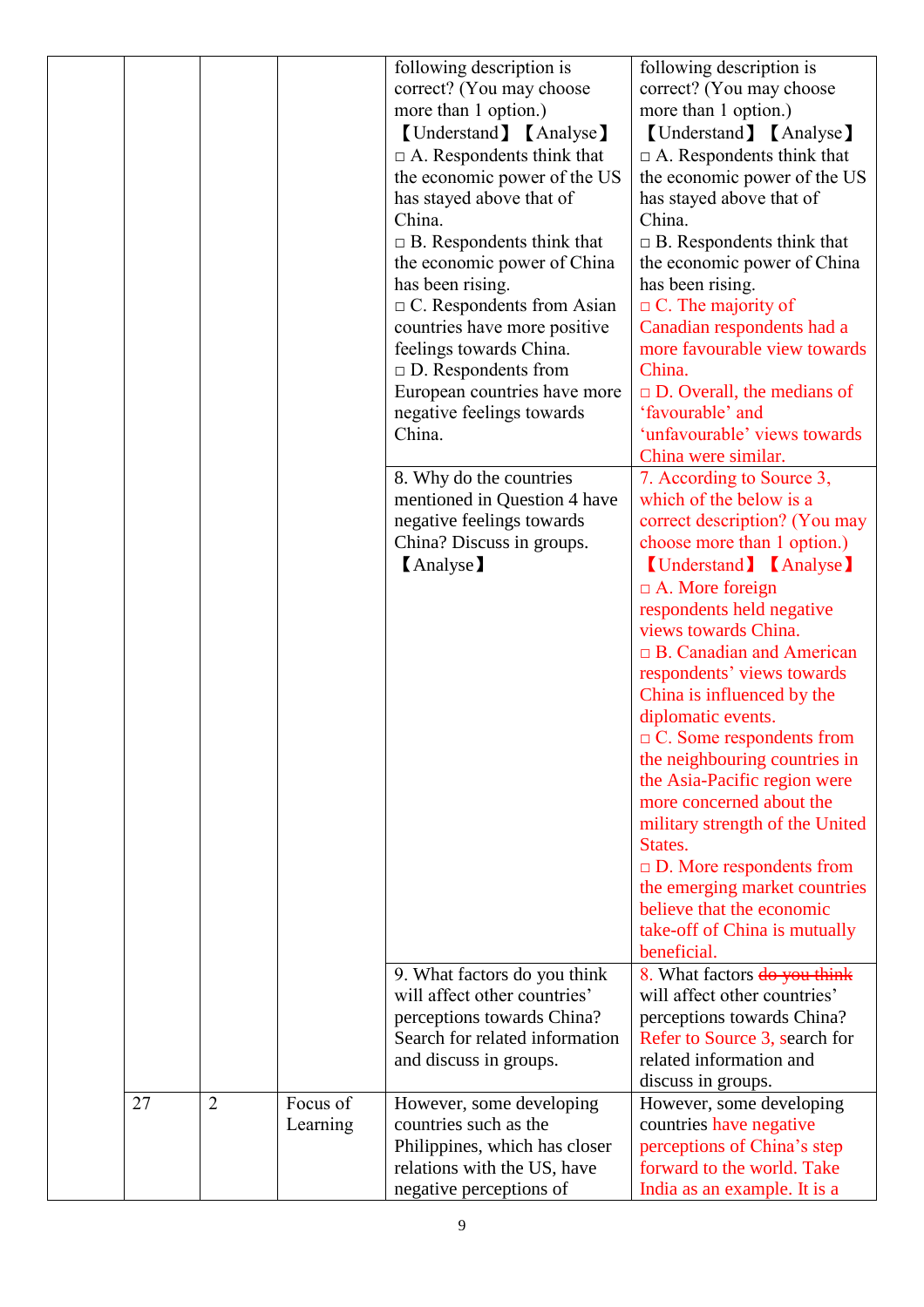| | | | | |
|---|---|---|---|---|
| | | | following description is correct? (You may choose more than 1 option.) 【Understand】【Analyse】 □ A. Respondents think that the economic power of the US has stayed above that of China. □ B. Respondents think that the economic power of China has been rising. □ C. Respondents from Asian countries have more positive feelings towards China. □ D. Respondents from European countries have more negative feelings towards China. | following description is correct? (You may choose more than 1 option.) 【Understand】【Analyse】 □ A. Respondents think that the economic power of the US has stayed above that of China. □ B. Respondents think that the economic power of China has been rising. □ C. The majority of Canadian respondents had a more favourable view towards China. □ D. Overall, the medians of 'favourable' and 'unfavourable' views towards China were similar. |
| | | | 8. Why do the countries mentioned in Question 4 have negative feelings towards China? Discuss in groups. 【Analyse】 | 7. According to Source 3, which of the below is a correct description? (You may choose more than 1 option.) 【Understand】【Analyse】 □ A. More foreign respondents held negative views towards China. □ B. Canadian and American respondents' views towards China is influenced by the diplomatic events. □ C. Some respondents from the neighbouring countries in the Asia-Pacific region were more concerned about the military strength of the United States. □ D. More respondents from the emerging market countries believe that the economic take-off of China is mutually beneficial. |
| | | | 9. What factors do you think will affect other countries' perceptions towards China? Search for related information and discuss in groups. | 8. What factors ~~do you think~~ will affect other countries' perceptions towards China? Refer to Source 3, search for related information and discuss in groups. |
| 27 | 2 | Focus of Learning | However, some developing countries such as the Philippines, which has closer relations with the US, have negative perceptions of | However, some developing countries have negative perceptions of China's step forward to the world. Take India as an example. It is a |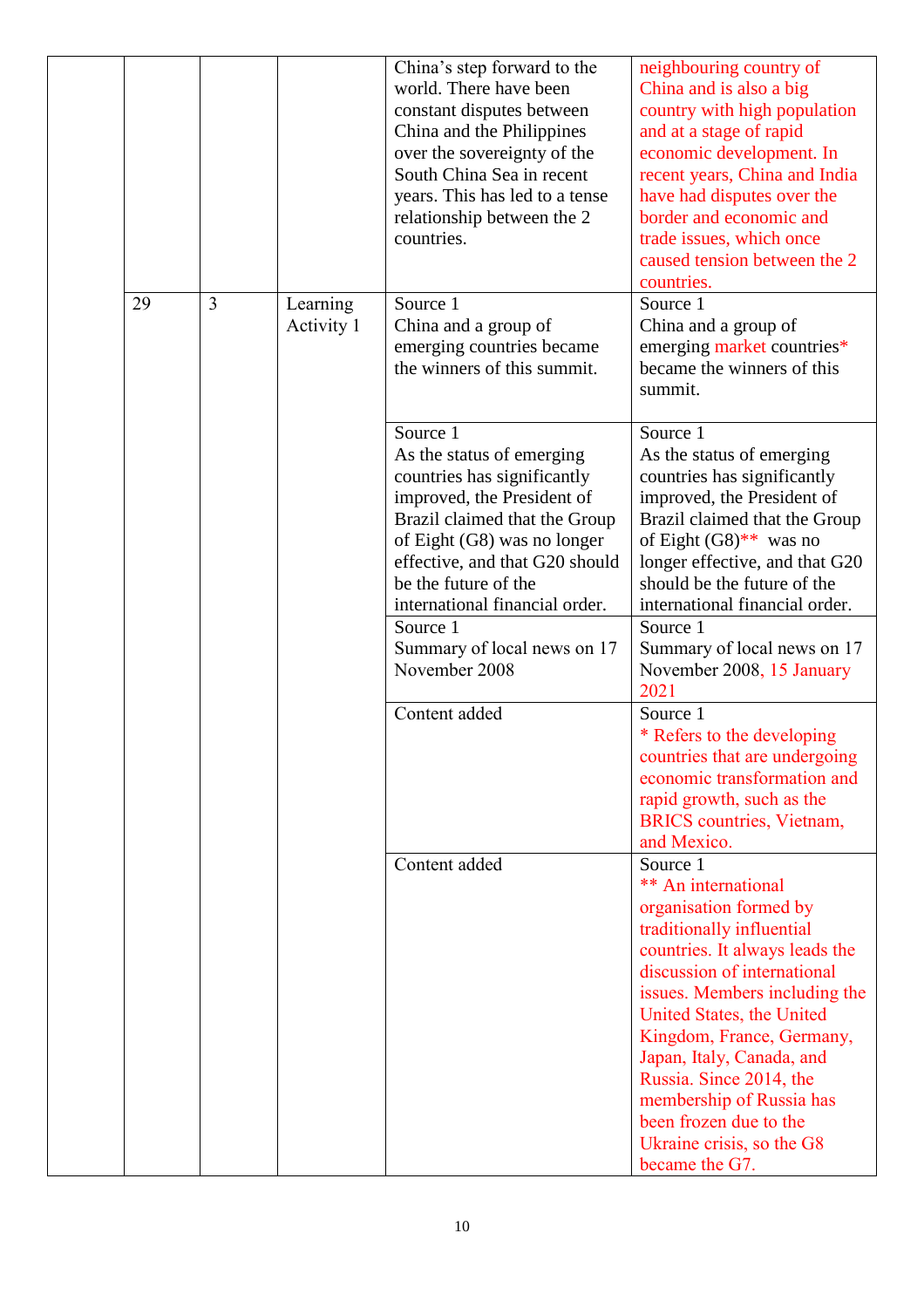| | | | | |
|---|---|---|---|---|
| | | | China's step forward to the world. There have been constant disputes between China and the Philippines over the sovereignty of the South China Sea in recent years. This has led to a tense relationship between the 2 countries. | neighbouring country of China and is also a big country with high population and at a stage of rapid economic development. In recent years, China and India have had disputes over the border and economic and trade issues, which once caused tension between the 2 countries. |
| 29 | 3 | Learning Activity 1 | Source 1<br>China and a group of emerging countries became the winners of this summit. | Source 1<br>China and a group of emerging market countries* became the winners of this summit. |
| | | | Source 1<br>As the status of emerging countries has significantly improved, the President of Brazil claimed that the Group of Eight (G8) was no longer effective, and that G20 should be the future of the international financial order. | Source 1<br>As the status of emerging countries has significantly improved, the President of Brazil claimed that the Group of Eight (G8)** was no longer effective, and that G20 should be the future of the international financial order. |
| | | | Source 1<br>Summary of local news on 17 November 2008 | Source 1<br>Summary of local news on 17 November 2008, 15 January 2021 |
| | | | Content added | Source 1<br>* Refers to the developing countries that are undergoing economic transformation and rapid growth, such as the BRICS countries, Vietnam, and Mexico. |
| | | | Content added | Source 1<br>** An international organisation formed by traditionally influential countries. It always leads the discussion of international issues. Members including the United States, the United Kingdom, France, Germany, Japan, Italy, Canada, and Russia. Since 2014, the membership of Russia has been frozen due to the Ukraine crisis, so the G8 became the G7. |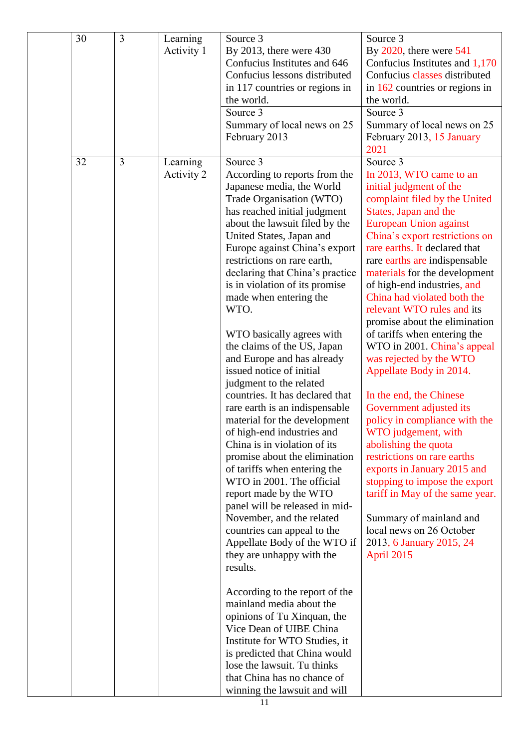|  | 30 | 3 | Learning Activity 1 | Source 3<br>By 2013, there were 430 Confucius Institutes and 646 Confucius lessons distributed in 117 countries or regions in the world. | Source 3<br>By 2020, there were 541 Confucius Institutes and 1,170 Confucius classes distributed in 162 countries or regions in the world. |
|---|---|---|---|---|---|
|  |  |  |  | Source 3<br>Summary of local news on 25 February 2013 | Source 3<br>Summary of local news on 25 February 2013, 15 January 2021 |
|  | 32 | 3 | Learning Activity 2 | Source 3<br>According to reports from the Japanese media, the World Trade Organisation (WTO) has reached initial judgment about the lawsuit filed by the United States, Japan and Europe against China's export restrictions on rare earth, declaring that China's practice is in violation of its promise made when entering the WTO.<br><br>WTO basically agrees with the claims of the US, Japan and Europe and has already issued notice of initial judgment to the related countries. It has declared that rare earth is an indispensable material for the development of high-end industries and China is in violation of its promise about the elimination of tariffs when entering the WTO in 2001. The official report made by the WTO panel will be released in mid-November, and the related countries can appeal to the Appellate Body of the WTO if they are unhappy with the results.<br><br>According to the report of the mainland media about the opinions of Tu Xinquan, the Vice Dean of UIBE China Institute for WTO Studies, it is predicted that China would lose the lawsuit. Tu thinks that China has no chance of winning the lawsuit and will | Source 3<br>In 2013, WTO came to an initial judgment of the complaint filed by the United States, Japan and the European Union against China's export restrictions on rare earths. It declared that rare earths are indispensable materials for the development of high-end industries, and China had violated both the relevant WTO rules and its promise about the elimination of tariffs when entering the WTO in 2001. China's appeal was rejected by the WTO Appellate Body in 2014.<br><br>In the end, the Chinese Government adjusted its policy in compliance with the WTO judgement, with abolishing the quota restrictions on rare earths exports in January 2015 and stopping to impose the export tariff in May of the same year.<br><br>Summary of mainland and local news on 26 October 2013, 6 January 2015, 24 April 2015 |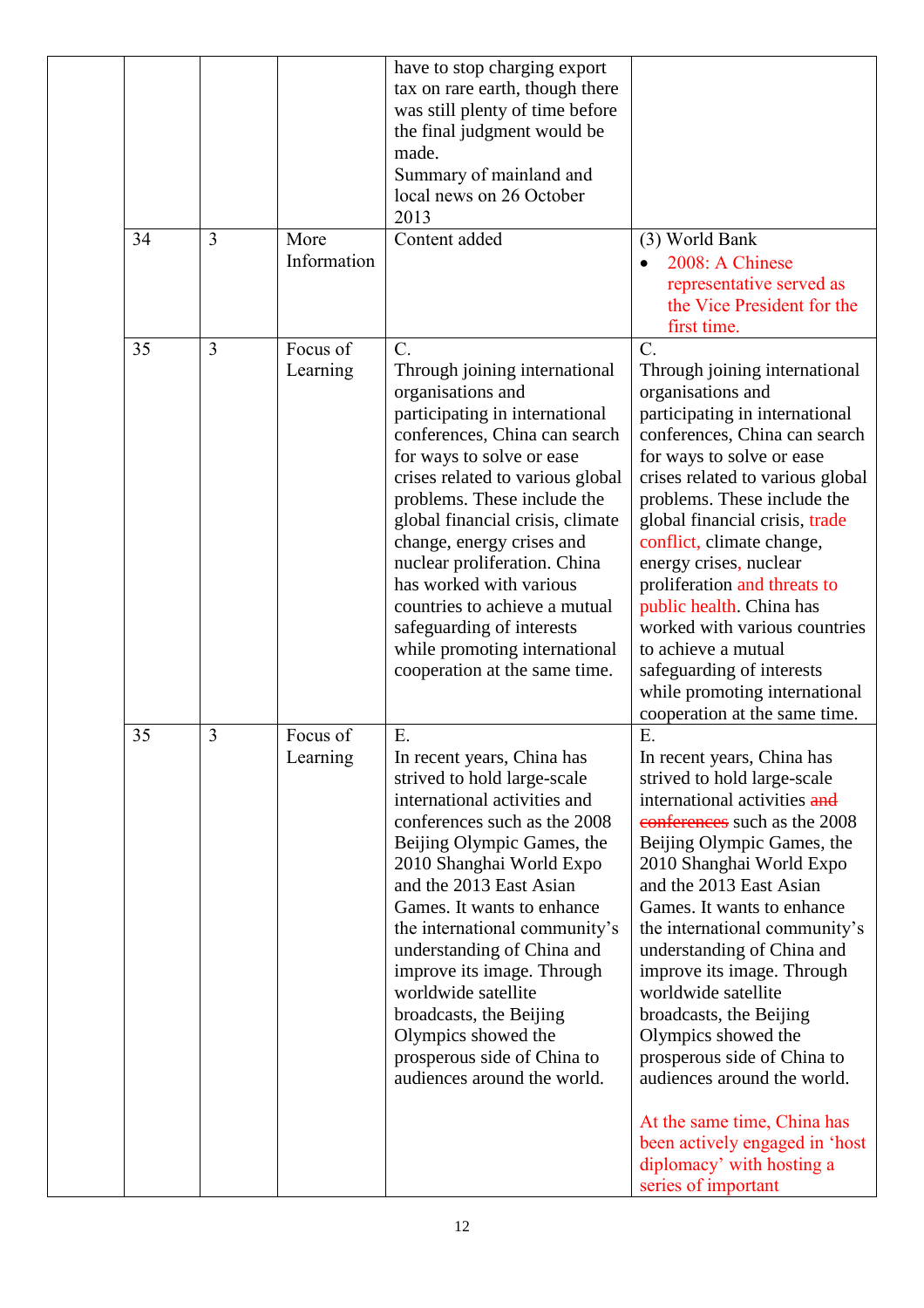| | | | | |
|---|---|---|---|---|
| | | | have to stop charging export tax on rare earth, though there was still plenty of time before the final judgment would be made.<br>Summary of mainland and local news on 26 October 2013 | |
| 34 | 3 | More Information | Content added | (3) World Bank<br>• 2008: A Chinese representative served as the Vice President for the first time. |
| 35 | 3 | Focus of Learning | C.<br>Through joining international organisations and participating in international conferences, China can search for ways to solve or ease crises related to various global problems. These include the global financial crisis, climate change, energy crises and nuclear proliferation. China has worked with various countries to achieve a mutual safeguarding of interests while promoting international cooperation at the same time. | C.<br>Through joining international organisations and participating in international conferences, China can search for ways to solve or ease crises related to various global problems. These include the global financial crisis, trade conflict, climate change, energy crises, nuclear proliferation and threats to public health. China has worked with various countries to achieve a mutual safeguarding of interests while promoting international cooperation at the same time. |
| 35 | 3 | Focus of Learning | E.<br>In recent years, China has strived to hold large-scale international activities and conferences such as the 2008 Beijing Olympic Games, the 2010 Shanghai World Expo and the 2013 East Asian Games. It wants to enhance the international community's understanding of China and improve its image. Through worldwide satellite broadcasts, the Beijing Olympics showed the prosperous side of China to audiences around the world. | E.<br>In recent years, China has strived to hold large-scale international activities ~~and conferences~~ such as the 2008 Beijing Olympic Games, the 2010 Shanghai World Expo and the 2013 East Asian Games. It wants to enhance the international community's understanding of China and improve its image. Through worldwide satellite broadcasts, the Beijing Olympics showed the prosperous side of China to audiences around the world.<br><br>At the same time, China has been actively engaged in 'host diplomacy' with hosting a series of important |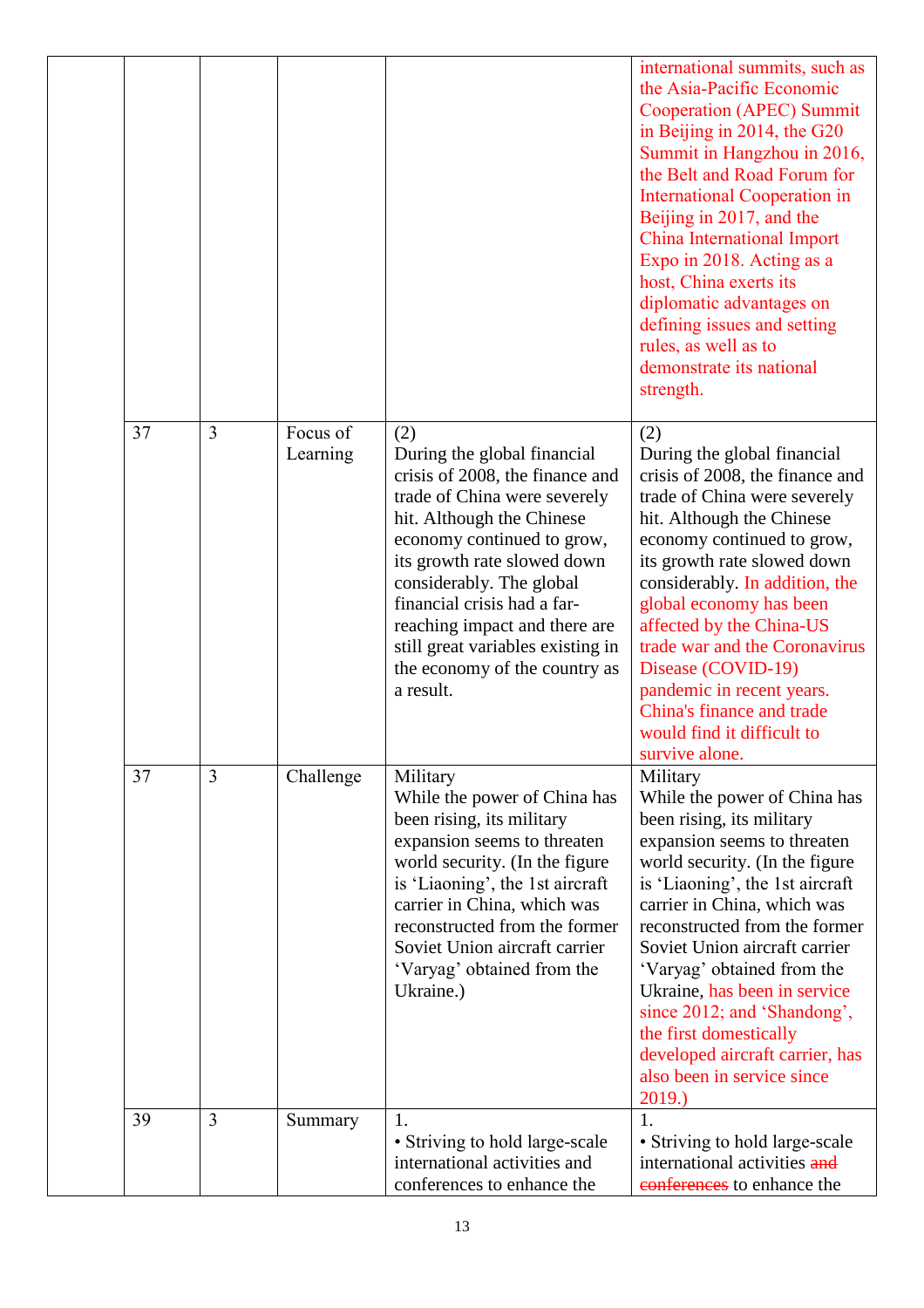| | | | | |
|---|---|---|---|---|
| | | | | international summits, such as the Asia-Pacific Economic Cooperation (APEC) Summit in Beijing in 2014, the G20 Summit in Hangzhou in 2016, the Belt and Road Forum for International Cooperation in Beijing in 2017, and the China International Import Expo in 2018. Acting as a host, China exerts its diplomatic advantages on defining issues and setting rules, as well as to demonstrate its national strength. |
| 37 | 3 | Focus of Learning | (2)<br>During the global financial crisis of 2008, the finance and trade of China were severely hit. Although the Chinese economy continued to grow, its growth rate slowed down considerably. The global financial crisis had a far-reaching impact and there are still great variables existing in the economy of the country as a result. | (2)<br>During the global financial crisis of 2008, the finance and trade of China were severely hit. Although the Chinese economy continued to grow, its growth rate slowed down considerably. In addition, the global economy has been affected by the China-US trade war and the Coronavirus Disease (COVID-19) pandemic in recent years. China's finance and trade would find it difficult to survive alone. |
| 37 | 3 | Challenge | Military<br>While the power of China has been rising, its military expansion seems to threaten world security. (In the figure is 'Liaoning', the 1st aircraft carrier in China, which was reconstructed from the former Soviet Union aircraft carrier 'Varyag' obtained from the Ukraine.) | Military<br>While the power of China has been rising, its military expansion seems to threaten world security. (In the figure is 'Liaoning', the 1st aircraft carrier in China, which was reconstructed from the former Soviet Union aircraft carrier 'Varyag' obtained from the Ukraine, has been in service since 2012; and 'Shandong', the first domestically developed aircraft carrier, has also been in service since 2019.) |
| 39 | 3 | Summary | 1.<br>• Striving to hold large-scale international activities and conferences to enhance the | 1.<br>• Striving to hold large-scale international activities ~~and conferences~~ to enhance the |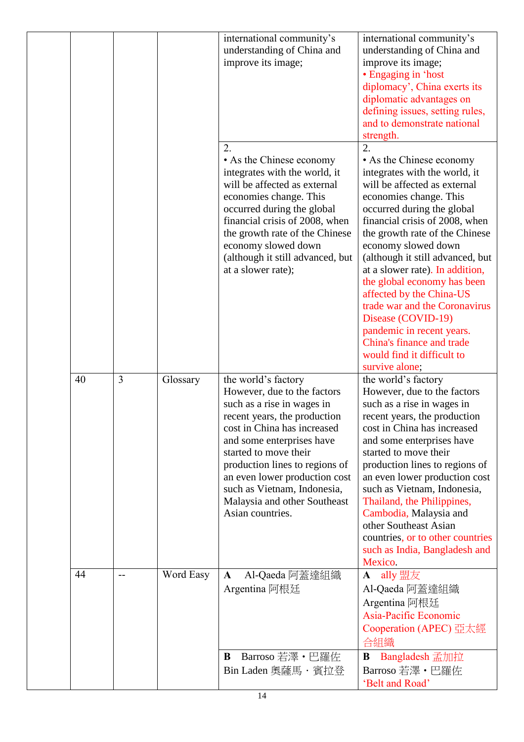| | | | | |
|---|---|---|---|---|
| | | | international community's understanding of China and improve its image; | international community's understanding of China and improve its image; • Engaging in 'host diplomacy', China exerts its diplomatic advantages on defining issues, setting rules, and to demonstrate national strength. |
| | | | 2. • As the Chinese economy integrates with the world, it will be affected as external economies change. This occurred during the global financial crisis of 2008, when the growth rate of the Chinese economy slowed down (although it still advanced, but at a slower rate); | 2. • As the Chinese economy integrates with the world, it will be affected as external economies change. This occurred during the global financial crisis of 2008, when the growth rate of the Chinese economy slowed down (although it still advanced, but at a slower rate). In addition, the global economy has been affected by the China-US trade war and the Coronavirus Disease (COVID-19) pandemic in recent years. China's finance and trade would find it difficult to survive alone; |
| 40 | 3 | Glossary | the world's factory However, due to the factors such as a rise in wages in recent years, the production cost in China has increased and some enterprises have started to move their production lines to regions of an even lower production cost such as Vietnam, Indonesia, Malaysia and other Southeast Asian countries. | the world's factory However, due to the factors such as a rise in wages in recent years, the production cost in China has increased and some enterprises have started to move their production lines to regions of an even lower production cost such as Vietnam, Indonesia, Thailand, the Philippines, Cambodia, Malaysia and other Southeast Asian countries, or to other countries such as India, Bangladesh and Mexico. |
| 44 | -- | Word Easy | **A** Al-Qaeda 阿蓋達組織 Argentina 阿根廷 | **A** ally 盟友 Al-Qaeda 阿蓋達組織 Argentina 阿根廷 Asia-Pacific Economic Cooperation (APEC) 亞太經合組織 |
| | | | **B** Barroso 若澤・巴羅佐 Bin Laden 奧薩馬・賓拉登 | **B** Bangladesh 孟加拉 Barroso 若澤・巴羅佐 'Belt and Road' |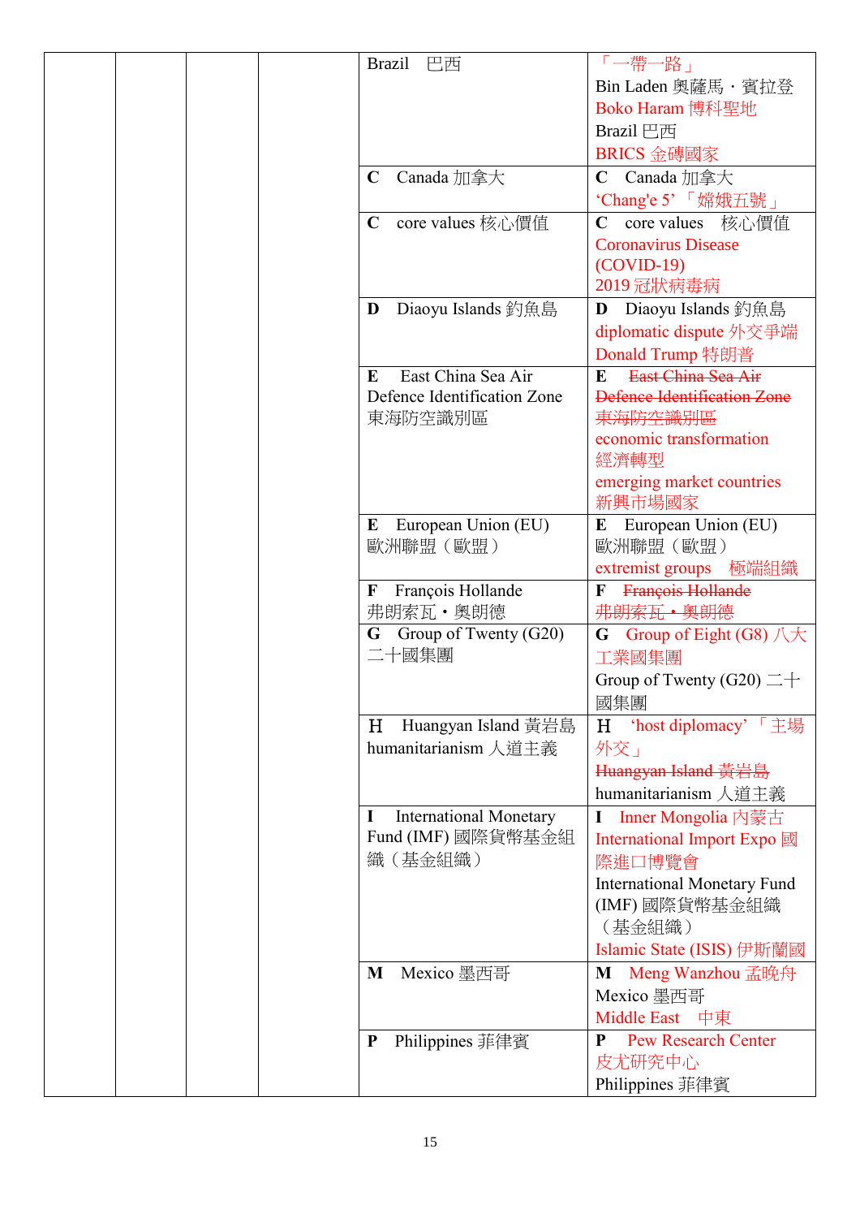| | | | | Brazil 巴西 | 「一帶一路」<br>Bin Laden 奧薩馬・賓拉登<br>Boko Haram 博科聖地<br>Brazil 巴西<br>BRICS 金磚國家 |
|---|---|---|---|---|---|
| | | | | **C** Canada 加拿大 | **C** Canada 加拿大<br>'Chang'e 5' 「嫦娥五號」 |
| | | | | **C** core values 核心價值 | **C** core values 核心價值<br>Coronavirus Disease (COVID-19)<br>2019 冠狀病毒病 |
| | | | | **D** Diaoyu Islands 釣魚島 | **D** Diaoyu Islands 釣魚島<br>diplomatic dispute 外交爭端<br>Donald Trump 特朗普 |
| | | | | **E** East China Sea Air Defence Identification Zone 東海防空識別區 | **E** ~~East China Sea Air Defence Identification Zone 東海防空識別區~~<br>economic transformation 經濟轉型<br>emerging market countries 新興市場國家 |
| | | | | **E** European Union (EU) 歐洲聯盟（歐盟） | **E** European Union (EU) 歐洲聯盟（歐盟）<br>extremist groups 極端組織 |
| | | | | **F** François Hollande 弗朗索瓦・奧朗德 | **F** ~~François Hollande 弗朗索瓦・奧朗德~~ |
| | | | | **G** Group of Twenty (G20) 二十國集團 | **G** Group of Eight (G8) 八大工業國集團<br>Group of Twenty (G20) 二十國集團 |
| | | | | **H** Huangyan Island 黃岩島<br>humanitarianism 人道主義 | **H** 'host diplomacy' 「主場外交」<br>~~Huangyan Island 黃岩島~~<br>humanitarianism 人道主義 |
| | | | | **I** International Monetary Fund (IMF) 國際貨幣基金組織（基金組織） | **I** Inner Mongolia 內蒙古<br>International Import Expo 國際進口博覽會<br>International Monetary Fund (IMF) 國際貨幣基金組織（基金組織）<br>Islamic State (ISIS) 伊斯蘭國 |
| | | | | **M** Mexico 墨西哥 | **M** Meng Wanzhou 孟晚舟<br>Mexico 墨西哥<br>Middle East 中東 |
| | | | | **P** Philippines 菲律賓 | **P** Pew Research Center 皮尤研究中心<br>Philippines 菲律賓 |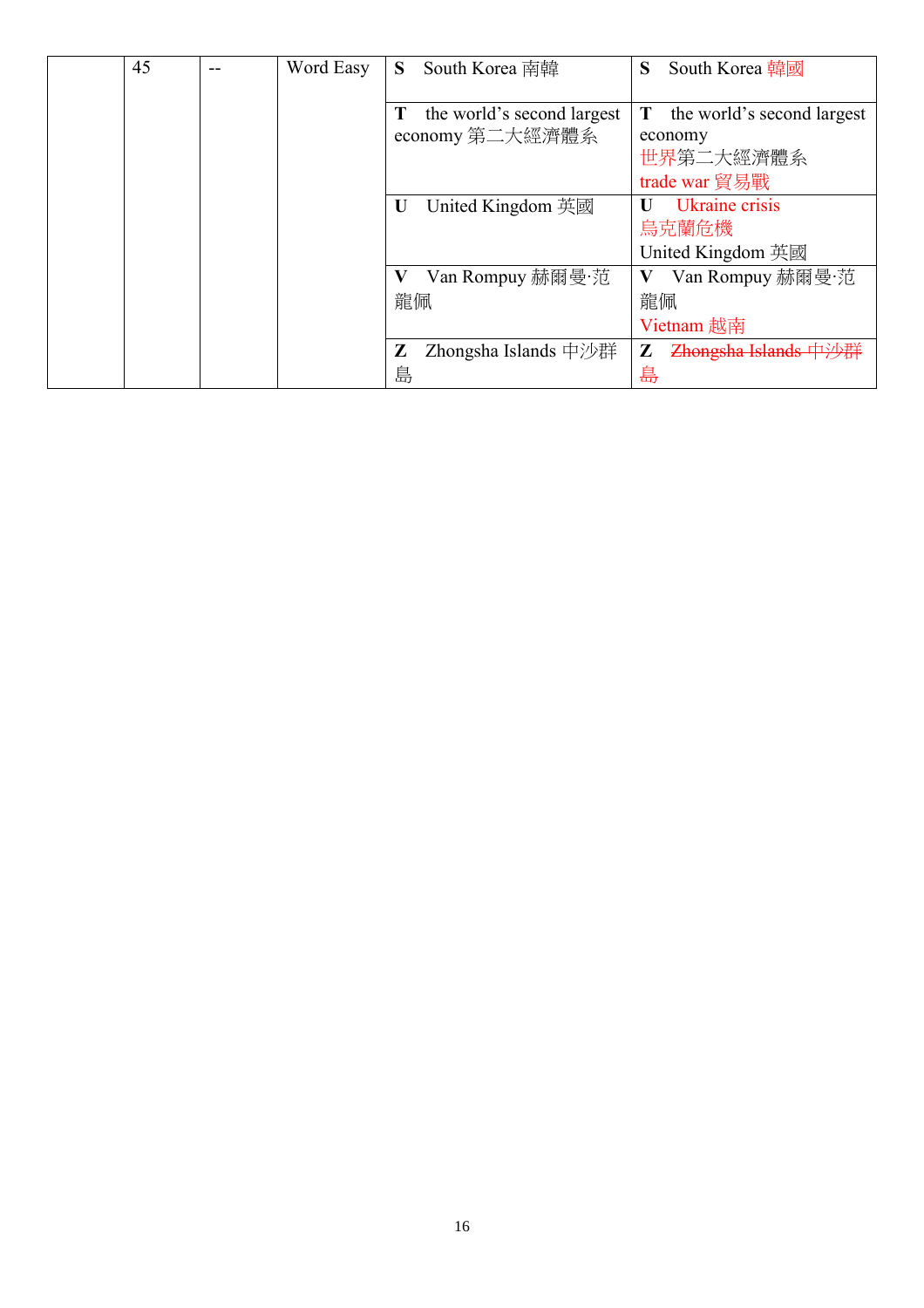|  | 45 | -- | Word Easy | **S** South Korea 南韓 | **S** South Korea 韓國 |
|---|---|---|---|---|---|
|  |  |  |  | **T** the world's second largest economy 第二大經濟體系 | **T** the world's second largest economy 世界第二大經濟體系 trade war 貿易戰 |
|  |  |  |  | **U** United Kingdom 英國 | **U** Ukraine crisis 烏克蘭危機 United Kingdom 英國 |
|  |  |  |  | **V** Van Rompuy 赫爾曼·范龍佩 | **V** Van Rompuy 赫爾曼·范龍佩 Vietnam 越南 |
|  |  |  |  | **Z** Zhongsha Islands 中沙群島 | **Z** ~~Zhongsha Islands 中沙群島~~ |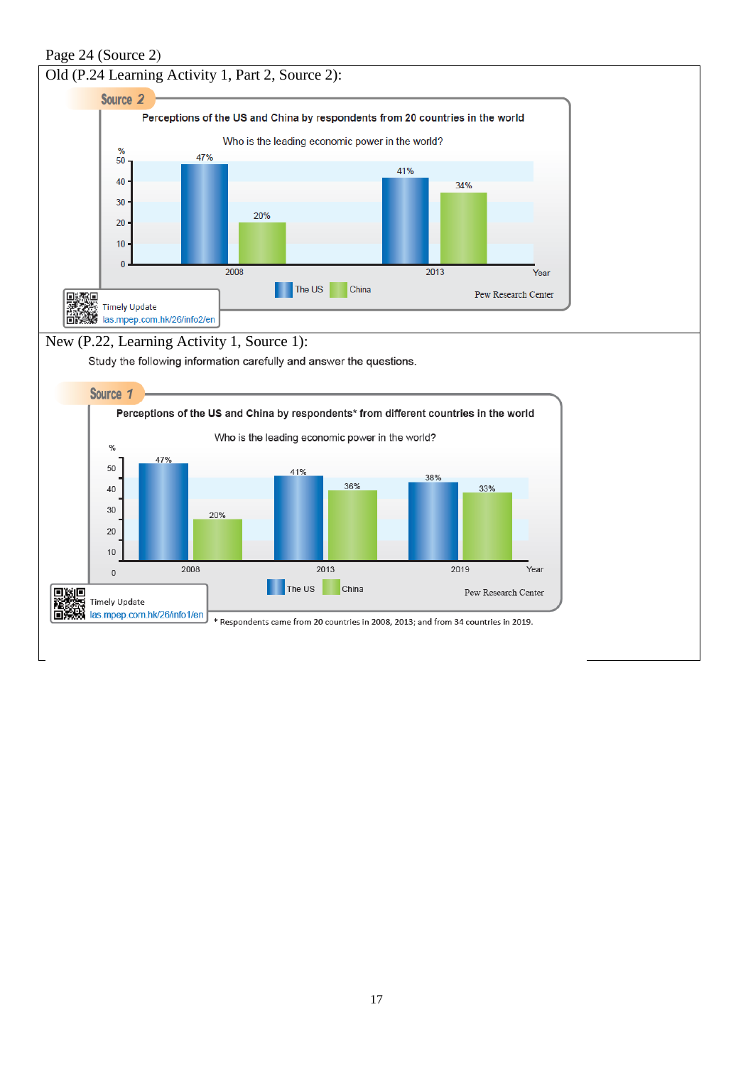Page 24 (Source 2)

Old (P.24 Learning Activity 1, Part 2, Source 2):

**Source 2**

**Perceptions of the US and China by respondents from 20 countries in the world**

Who is the leading economic power in the world?

| Year | The US | China |
|---|---|---|
| 2008 | 47% | 20% |
| 2013 | 41% | 34% |

Pew Research Center

Timely Update
las.mpep.com.hk/26/info2/en

New (P.22, Learning Activity 1, Source 1):

Study the following information carefully and answer the questions.

**Source 1**

**Perceptions of the US and China by respondents\* from different countries in the world**

Who is the leading economic power in the world?

| Year | The US | China |
|---|---|---|
| 2008 | 47% | 20% |
| 2013 | 41% | 36% |
| 2019 | 38% | 33% |

Pew Research Center

Timely Update
las.mpep.com.hk/26/info1/en

\* Respondents came from 20 countries in 2008, 2013; and from 34 countries in 2019.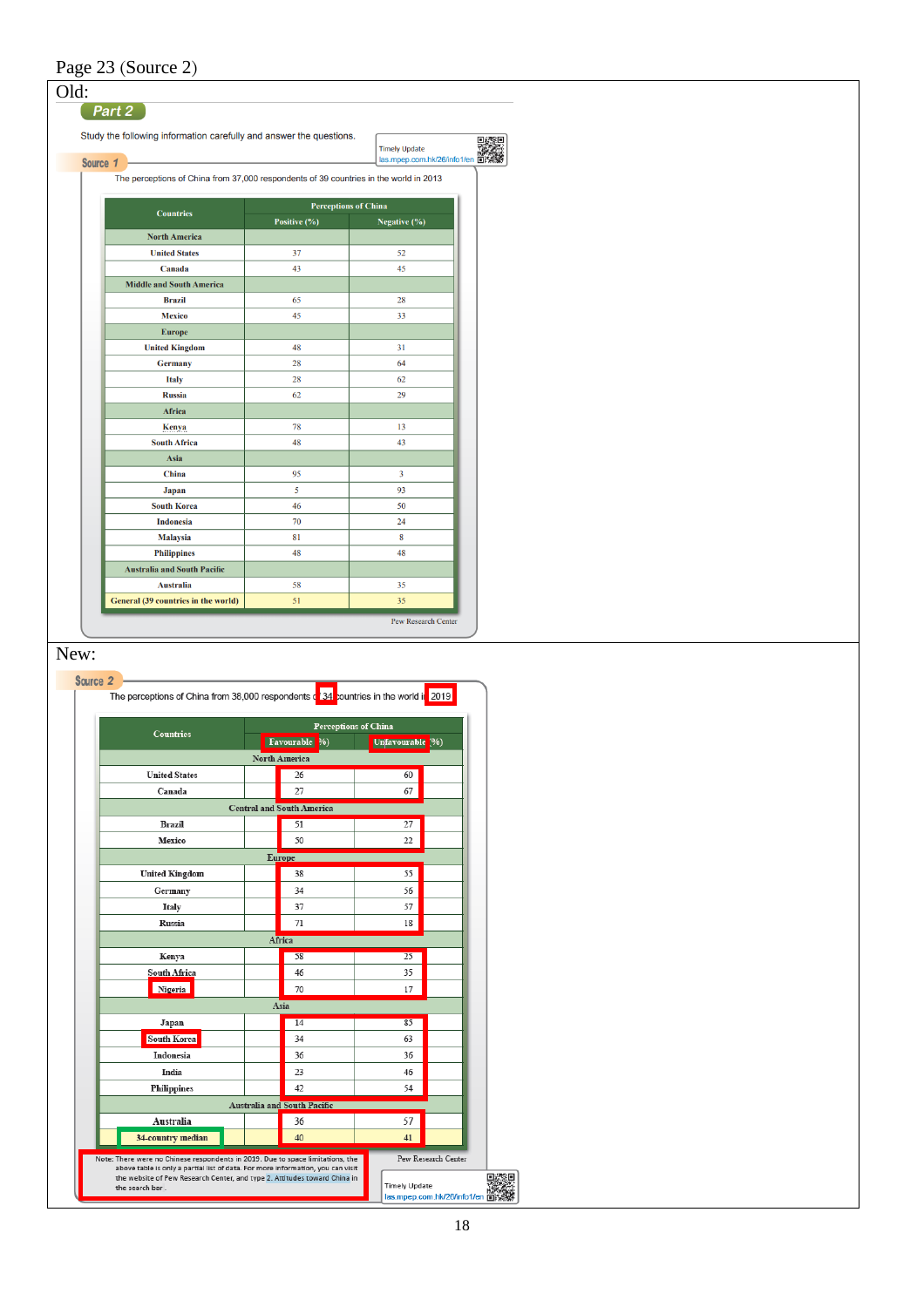Page 23 (Source 2)

Old:

**Part 2**

Study the following information carefully and answer the questions.

Timely Update
las.mpep.com.hk/26/info1/en

**Source 1**

The perceptions of China from 37,000 respondents of 39 countries in the world in 2013

| Countries | Perceptions of China | |
|---|---|---|
| | Positive (%) | Negative (%) |
| North America | | |
| United States | 37 | 52 |
| Canada | 43 | 45 |
| Middle and South America | | |
| Brazil | 65 | 28 |
| Mexico | 45 | 33 |
| Europe | | |
| United Kingdom | 48 | 31 |
| Germany | 28 | 64 |
| Italy | 28 | 62 |
| Russia | 62 | 29 |
| Africa | | |
| Kenya | 78 | 13 |
| South Africa | 48 | 43 |
| Asia | | |
| China | 95 | 3 |
| Japan | 5 | 93 |
| South Korea | 46 | 50 |
| Indonesia | 70 | 24 |
| Malaysia | 81 | 8 |
| Philippines | 48 | 48 |
| Australia and South Pacific | | |
| Australia | 58 | 35 |
| General (39 countries in the world) | 51 | 35 |

Pew Research Center

New:

**Source 2**

The perceptions of China from 38,000 respondents of 34 countries in the world in 2019

| Countries | Perceptions of China | |
|---|---|---|
| | Favourable (%) | Unfavourable (%) |
| North America | | |
| United States | 26 | 60 |
| Canada | 27 | 67 |
| Central and South America | | |
| Brazil | 51 | 27 |
| Mexico | 50 | 22 |
| Europe | | |
| United Kingdom | 38 | 55 |
| Germany | 34 | 56 |
| Italy | 37 | 57 |
| Russia | 71 | 18 |
| Africa | | |
| Kenya | 58 | 25 |
| South Africa | 46 | 35 |
| Nigeria | 70 | 17 |
| Asia | | |
| Japan | 14 | 85 |
| South Korea | 34 | 63 |
| Indonesia | 36 | 36 |
| India | 23 | 46 |
| Philippines | 42 | 54 |
| Australia and South Pacific | | |
| Australia | 36 | 57 |
| 34-country median | 40 | 41 |

Pew Research Center

Note: There were no Chinese respondents in 2019. Due to space limitations, the above table is only a partial list of data. For more information, you can visit the website of Pew Research Center, and type 2. Attitudes toward China in the search bar.

Timely Update
las.mpep.com.hk/26/info1/en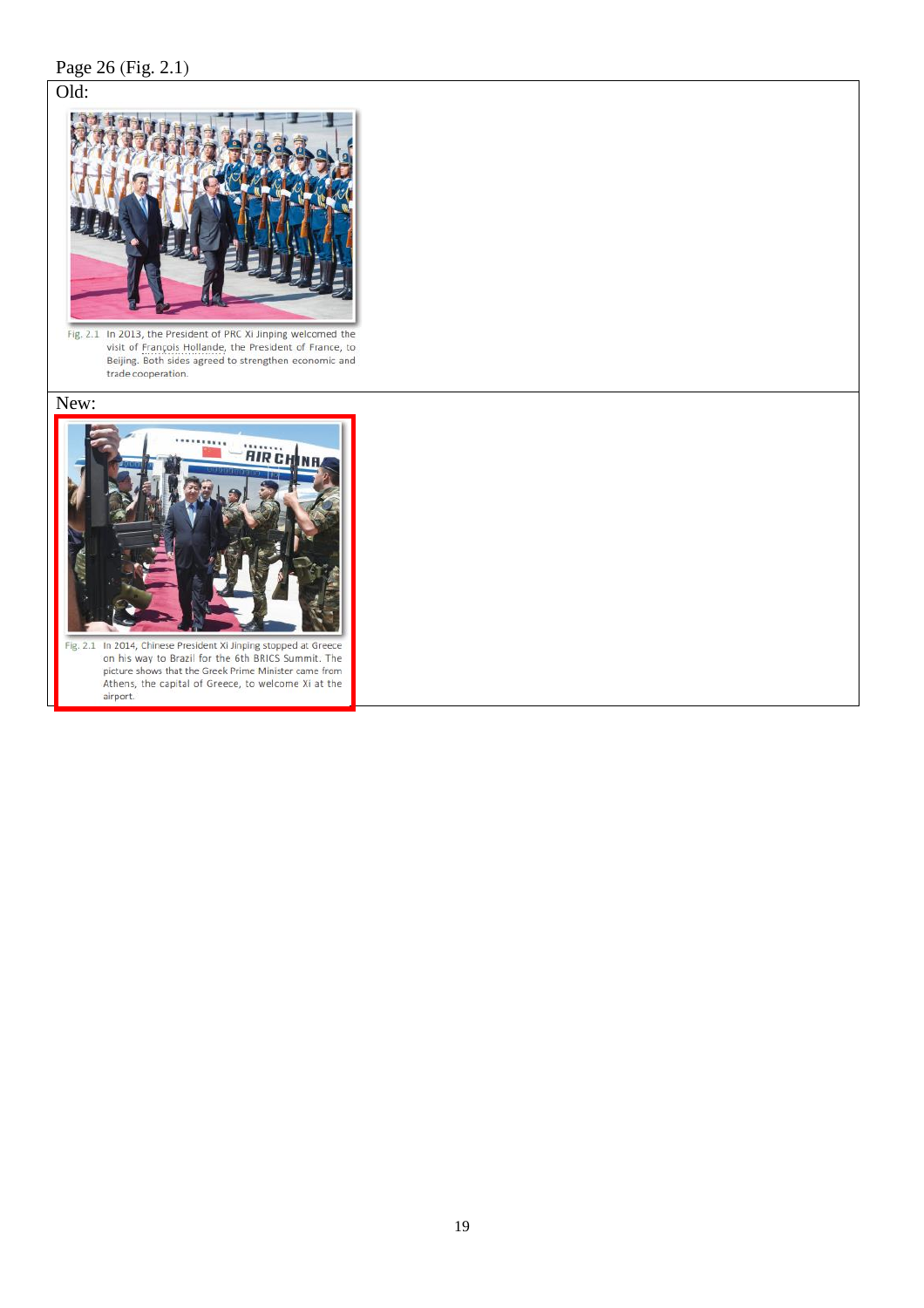Page 26 (Fig. 2.1)

Old:

Fig. 2.1 In 2013, the President of PRC Xi Jinping welcomed the visit of François Hollande, the President of France, to Beijing. Both sides agreed to strengthen economic and trade cooperation.

New:

Fig. 2.1 In 2014, Chinese President Xi Jinping stopped at Greece on his way to Brazil for the 6th BRICS Summit. The picture shows that the Greek Prime Minister came from Athens, the capital of Greece, to welcome Xi at the airport.